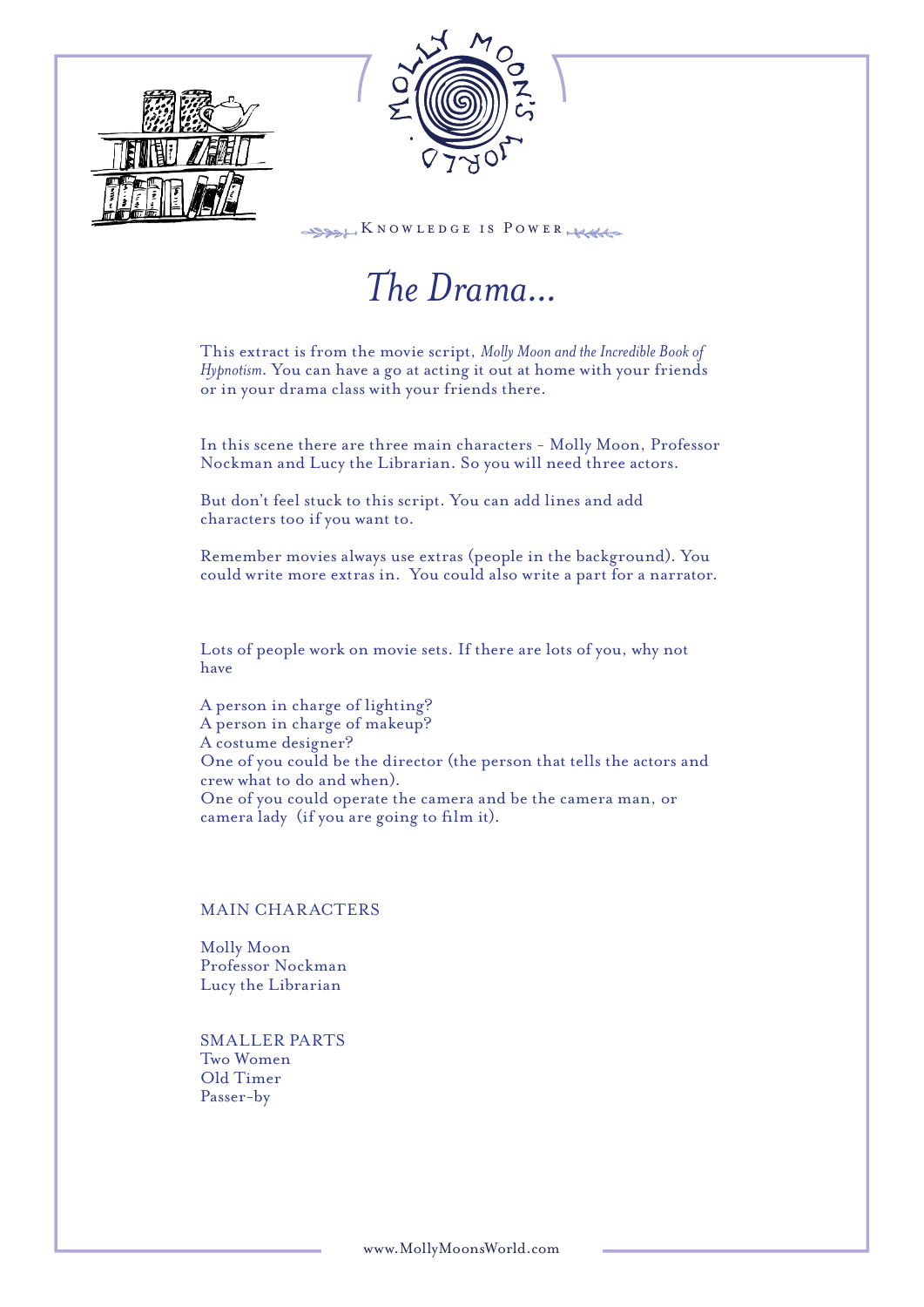Knowledge is Power

# *The Drama...*

This extract is from the movie script, *Molly Moon and the Incredible Book of Hypnotism*. You can have a go at acting it out at home with your friends or in your drama class with your friends there.

In this scene there are three main characters - Molly Moon, Professor Nockman and Lucy the Librarian. So you will need three actors.

But don't feel stuck to this script. You can add lines and add characters too if you want to.

Remember movies always use extras (people in the background). You could write more extras in. You could also write a part for a narrator.

Lots of people work on movie sets. If there are lots of you, why not have

A person in charge of lighting?
A person in charge of makeup?
A costume designer?
One of you could be the director (the person that tells the actors and crew what to do and when).
One of you could operate the camera and be the camera man, or camera lady (if you are going to film it).

MAIN CHARACTERS

Molly Moon
Professor Nockman
Lucy the Librarian

SMALLER PARTS
Two Women
Old Timer
Passer-by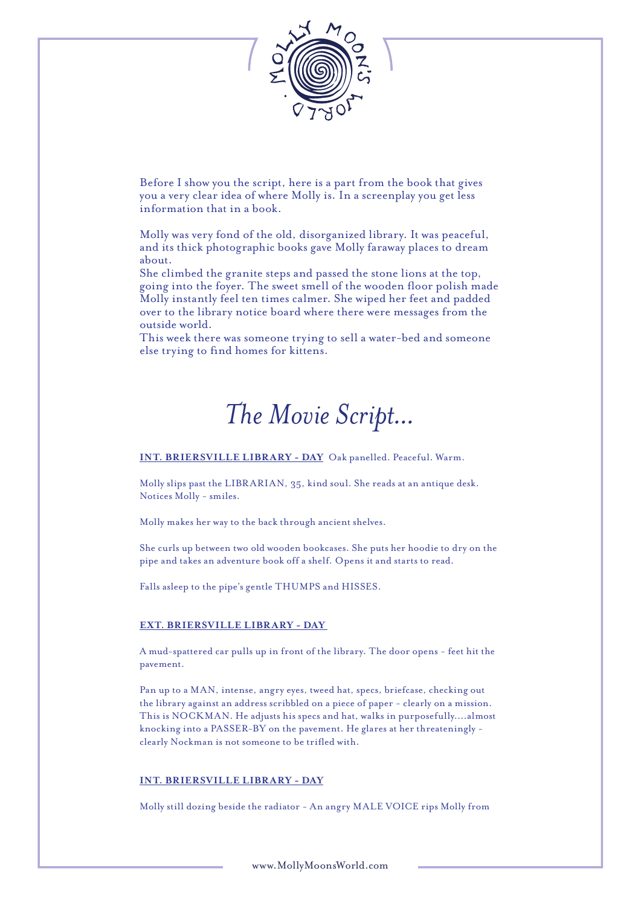Before I show you the script, here is a part from the book that gives you a very clear idea of where Molly is. In a screenplay you get less information that in a book.

Molly was very fond of the old, disorganized library. It was peaceful, and its thick photographic books gave Molly faraway places to dream about.
She climbed the granite steps and passed the stone lions at the top, going into the foyer. The sweet smell of the wooden floor polish made Molly instantly feel ten times calmer. She wiped her feet and padded over to the library notice board where there were messages from the outside world.
This week there was someone trying to sell a water-bed and someone else trying to find homes for kittens.

# *The Movie Script...*

**INT. BRIERSVILLE LIBRARY - DAY** Oak panelled. Peaceful. Warm.

Molly slips past the LIBRARIAN, 35, kind soul. She reads at an antique desk. Notices Molly - smiles.

Molly makes her way to the back through ancient shelves.

She curls up between two old wooden bookcases. She puts her hoodie to dry on the pipe and takes an adventure book off a shelf. Opens it and starts to read.

Falls asleep to the pipe's gentle THUMPS and HISSES.

**EXT. BRIERSVILLE LIBRARY - DAY**

A mud-spattered car pulls up in front of the library. The door opens - feet hit the pavement.

Pan up to a MAN, intense, angry eyes, tweed hat, specs, briefcase, checking out the library against an address scribbled on a piece of paper - clearly on a mission. This is NOCKMAN. He adjusts his specs and hat, walks in purposefully....almost knocking into a PASSER-BY on the pavement. He glares at her threateningly - clearly Nockman is not someone to be trifled with.

**INT. BRIERSVILLE LIBRARY - DAY**

Molly still dozing beside the radiator - An angry MALE VOICE rips Molly from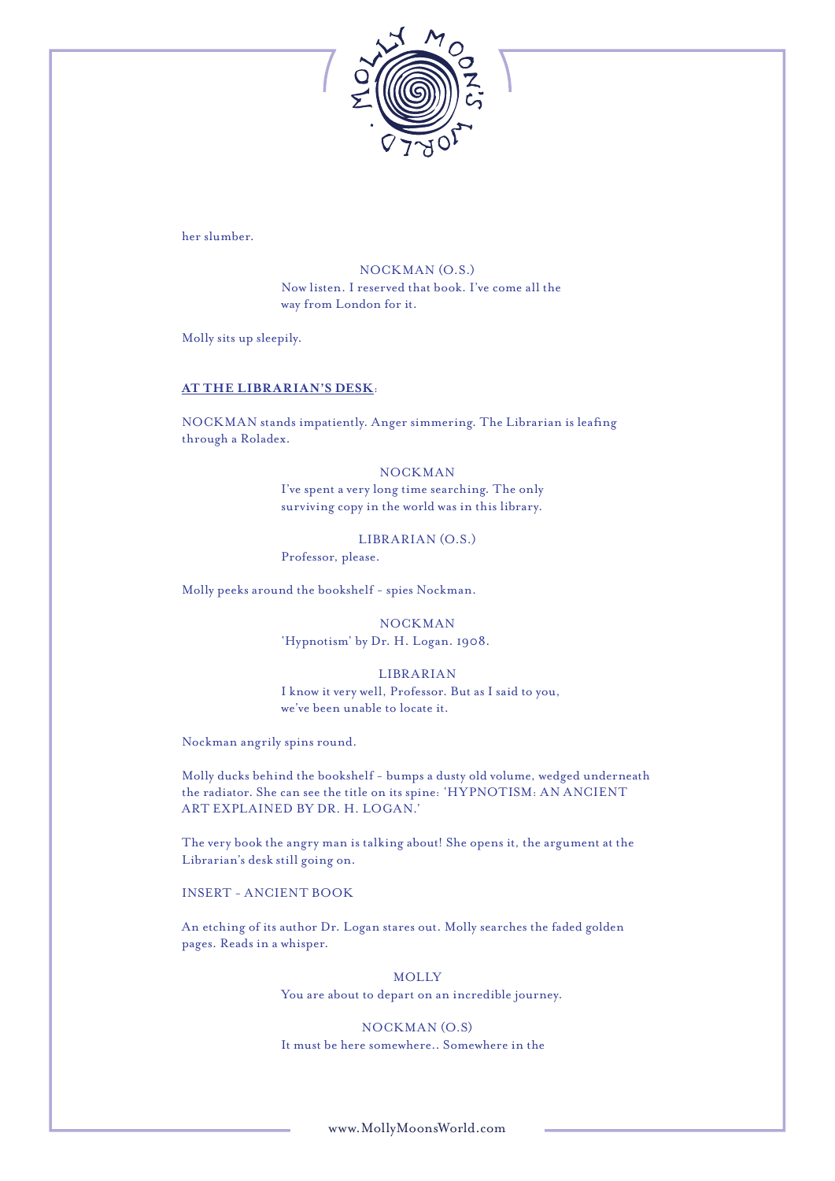her slumber.

NOCKMAN (O.S.)
Now listen. I reserved that book. I've come all the way from London for it.

Molly sits up sleepily.

**AT THE LIBRARIAN'S DESK**:

NOCKMAN stands impatiently. Anger simmering. The Librarian is leafing through a Roladex.

NOCKMAN
I've spent a very long time searching. The only surviving copy in the world was in this library.

LIBRARIAN (O.S.)
Professor, please.

Molly peeks around the bookshelf - spies Nockman.

NOCKMAN
'Hypnotism' by Dr. H. Logan. 1908.

LIBRARIAN
I know it very well, Professor. But as I said to you, we've been unable to locate it.

Nockman angrily spins round.

Molly ducks behind the bookshelf - bumps a dusty old volume, wedged underneath the radiator. She can see the title on its spine: 'HYPNOTISM: AN ANCIENT ART EXPLAINED BY DR. H. LOGAN.'

The very book the angry man is talking about! She opens it, the argument at the Librarian's desk still going on.

INSERT - ANCIENT BOOK

An etching of its author Dr. Logan stares out. Molly searches the faded golden pages. Reads in a whisper.

MOLLY
You are about to depart on an incredible journey.

NOCKMAN (O.S)
It must be here somewhere.. Somewhere in the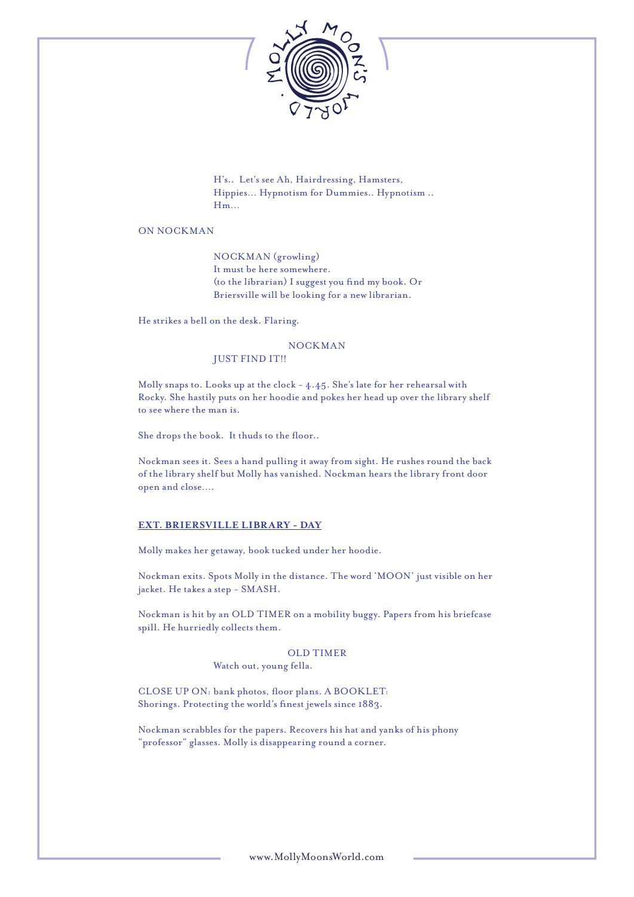H's.. Let's see Ah, Hairdressing, Hamsters, Hippies... Hypnotism for Dummies.. Hypnotism .. Hm...

ON NOCKMAN

NOCKMAN (growling)
It must be here somewhere.
(to the librarian) I suggest you find my book. Or Briersville will be looking for a new librarian.

He strikes a bell on the desk. Flaring.

NOCKMAN
JUST FIND IT!!

Molly snaps to. Looks up at the clock - 4.45. She's late for her rehearsal with Rocky. She hastily puts on her hoodie and pokes her head up over the library shelf to see where the man is.

She drops the book. It thuds to the floor..

Nockman sees it. Sees a hand pulling it away from sight. He rushes round the back of the library shelf but Molly has vanished. Nockman hears the library front door open and close....

**EXT. BRIERSVILLE LIBRARY - DAY**

Molly makes her getaway, book tucked under her hoodie.

Nockman exits. Spots Molly in the distance. The word 'MOON' just visible on her jacket. He takes a step - SMASH.

Nockman is hit by an OLD TIMER on a mobility buggy. Papers from his briefcase spill. He hurriedly collects them.

OLD TIMER
Watch out, young fella.

CLOSE UP ON: bank photos, floor plans. A BOOKLET: Shorings. Protecting the world's finest jewels since 1883.

Nockman scrabbles for the papers. Recovers his hat and yanks of his phony "professor" glasses. Molly is disappearing round a corner.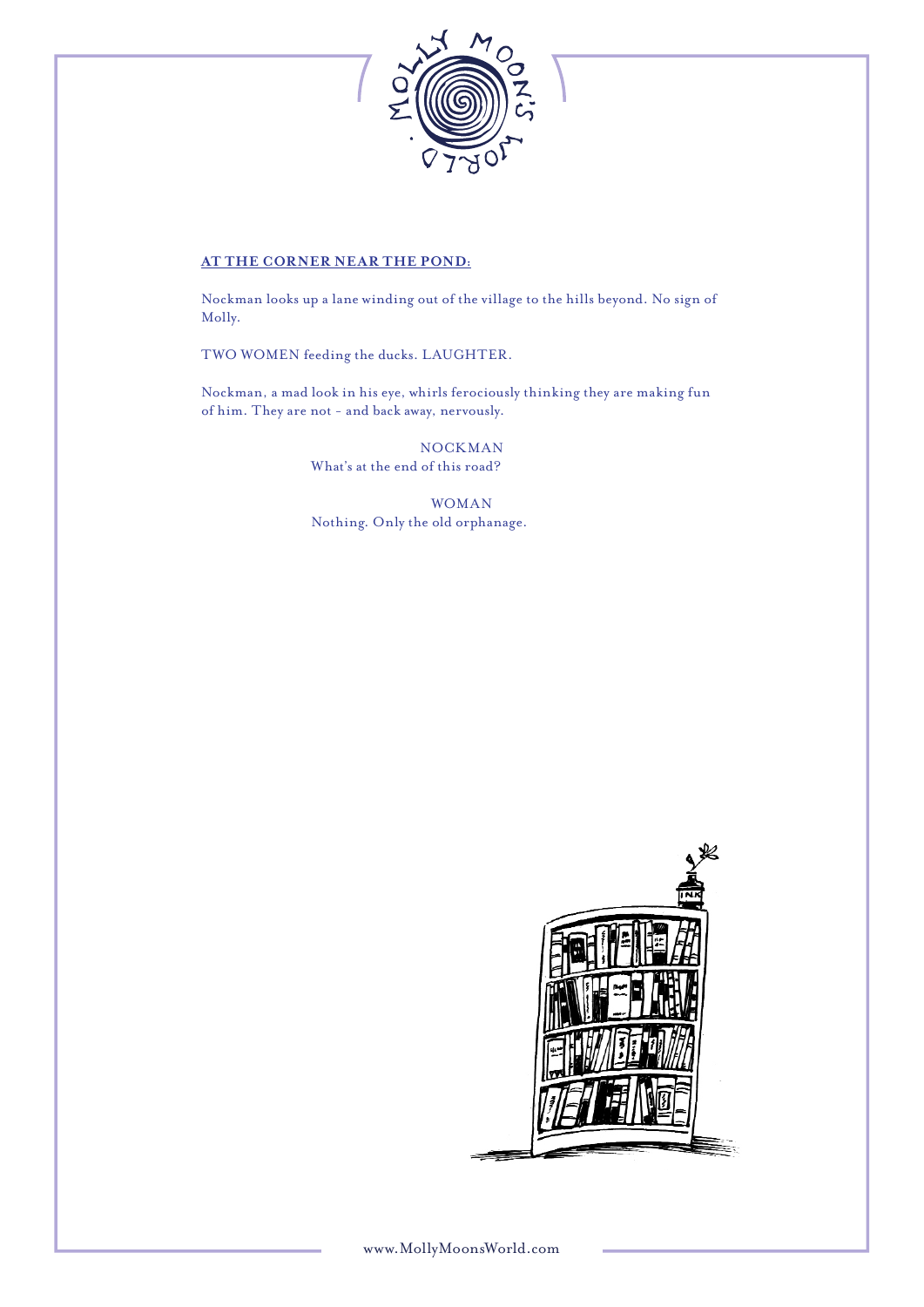**AT THE CORNER NEAR THE POND:**

Nockman looks up a lane winding out of the village to the hills beyond. No sign of Molly.

TWO WOMEN feeding the ducks. LAUGHTER.

Nockman, a mad look in his eye, whirls ferociously thinking they are making fun of him. They are not - and back away, nervously.

NOCKMAN
What's at the end of this road?

WOMAN
Nothing. Only the old orphanage.